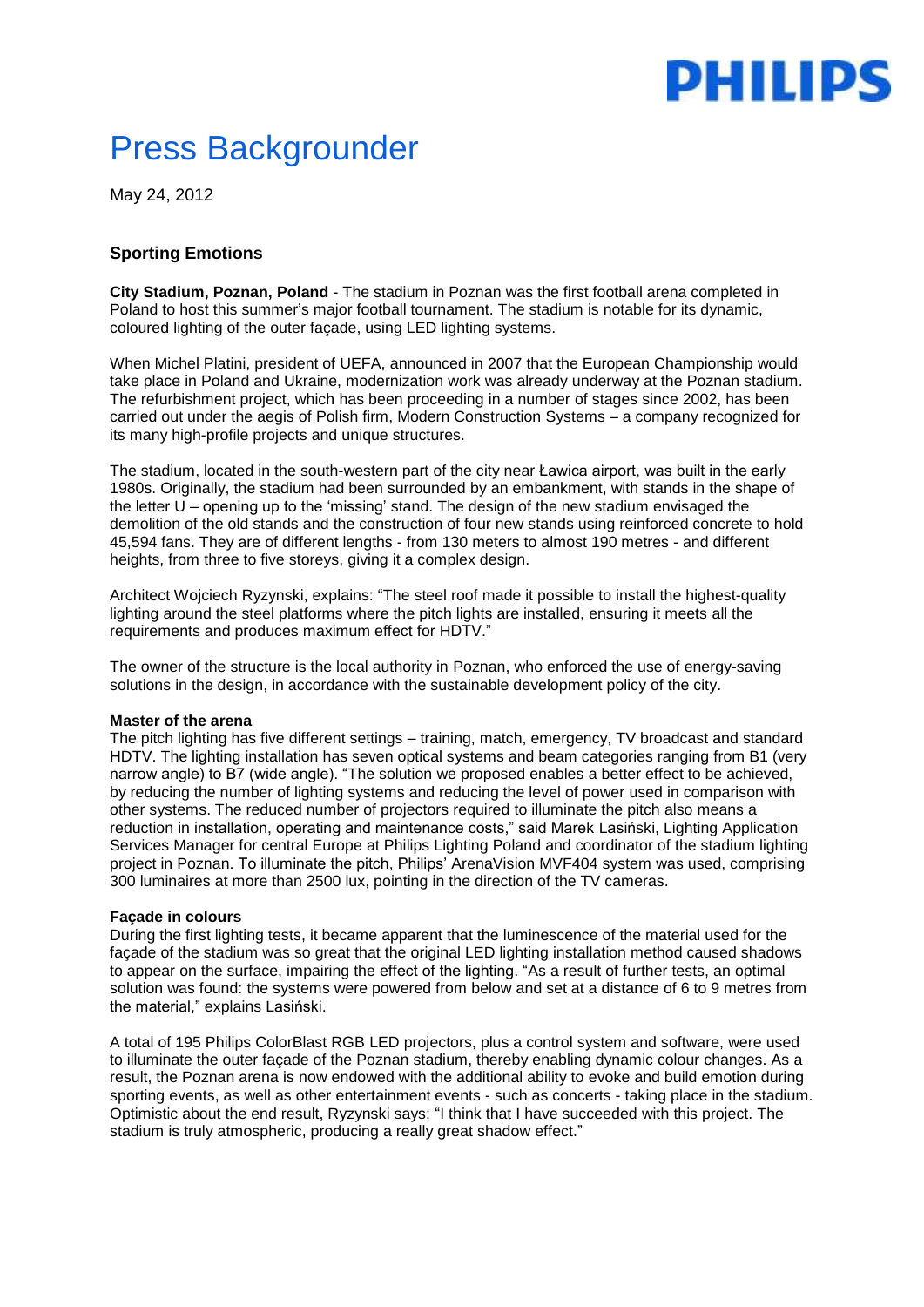PHILIPS

# Press Backgrounder

May 24, 2012

## Sporting Emotions

**City Stadium, Poznan, Poland** - The stadium in Poznan was the first football arena completed in Poland to host this summer's major football tournament. The stadium is notable for its dynamic, coloured lighting of the outer façade, using LED lighting systems.

When Michel Platini, president of UEFA, announced in 2007 that the European Championship would take place in Poland and Ukraine, modernization work was already underway at the Poznan stadium. The refurbishment project, which has been proceeding in a number of stages since 2002, has been carried out under the aegis of Polish firm, Modern Construction Systems – a company recognized for its many high-profile projects and unique structures.

The stadium, located in the south-western part of the city near Ławica airport, was built in the early 1980s. Originally, the stadium had been surrounded by an embankment, with stands in the shape of the letter U – opening up to the 'missing' stand. The design of the new stadium envisaged the demolition of the old stands and the construction of four new stands using reinforced concrete to hold 45,594 fans. They are of different lengths - from 130 meters to almost 190 metres - and different heights, from three to five storeys, giving it a complex design.

Architect Wojciech Ryzynski, explains: "The steel roof made it possible to install the highest-quality lighting around the steel platforms where the pitch lights are installed, ensuring it meets all the requirements and produces maximum effect for HDTV."

The owner of the structure is the local authority in Poznan, who enforced the use of energy-saving solutions in the design, in accordance with the sustainable development policy of the city.

### Master of the arena

The pitch lighting has five different settings – training, match, emergency, TV broadcast and standard HDTV. The lighting installation has seven optical systems and beam categories ranging from B1 (very narrow angle) to B7 (wide angle). "The solution we proposed enables a better effect to be achieved, by reducing the number of lighting systems and reducing the level of power used in comparison with other systems. The reduced number of projectors required to illuminate the pitch also means a reduction in installation, operating and maintenance costs," said Marek Lasiński, Lighting Application Services Manager for central Europe at Philips Lighting Poland and coordinator of the stadium lighting project in Poznan. To illuminate the pitch, Philips' ArenaVision MVF404 system was used, comprising 300 luminaires at more than 2500 lux, pointing in the direction of the TV cameras.

### Façade in colours

During the first lighting tests, it became apparent that the luminescence of the material used for the façade of the stadium was so great that the original LED lighting installation method caused shadows to appear on the surface, impairing the effect of the lighting. "As a result of further tests, an optimal solution was found: the systems were powered from below and set at a distance of 6 to 9 metres from the material," explains Lasiński.

A total of 195 Philips ColorBlast RGB LED projectors, plus a control system and software, were used to illuminate the outer façade of the Poznan stadium, thereby enabling dynamic colour changes. As a result, the Poznan arena is now endowed with the additional ability to evoke and build emotion during sporting events, as well as other entertainment events - such as concerts - taking place in the stadium. Optimistic about the end result, Ryzynski says: "I think that I have succeeded with this project. The stadium is truly atmospheric, producing a really great shadow effect."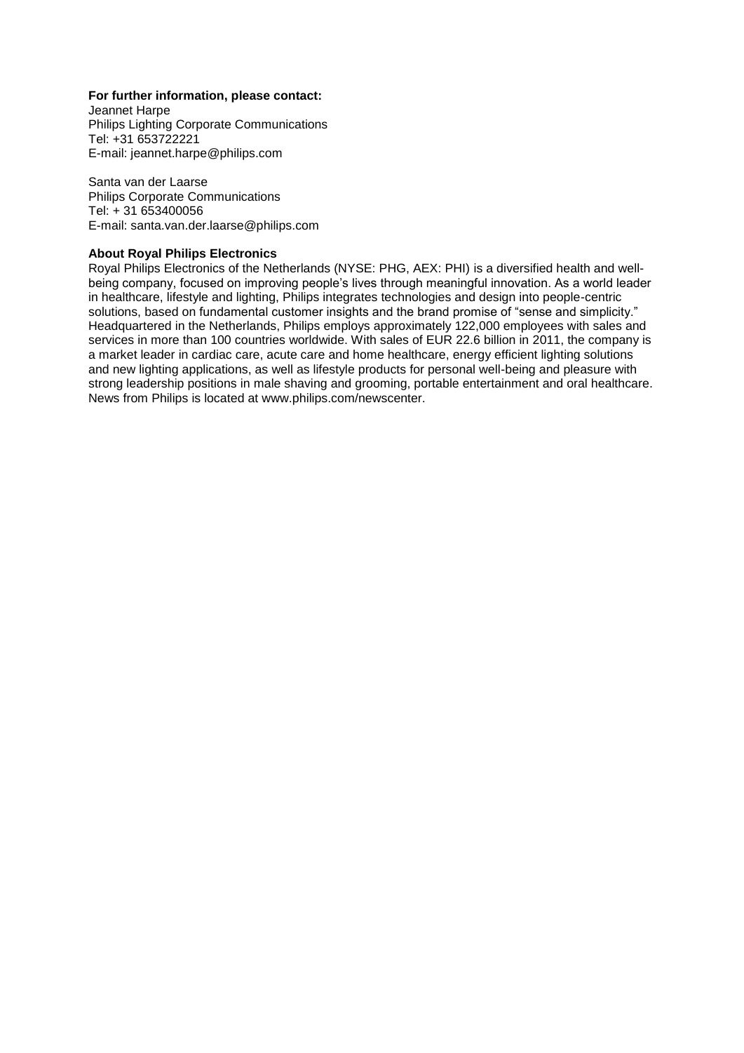**For further information, please contact:**
Jeannet Harpe
Philips Lighting Corporate Communications
Tel: +31 653722221
E-mail: jeannet.harpe@philips.com

Santa van der Laarse
Philips Corporate Communications
Tel: + 31 653400056
E-mail: santa.van.der.laarse@philips.com

**About Royal Philips Electronics**
Royal Philips Electronics of the Netherlands (NYSE: PHG, AEX: PHI) is a diversified health and well-being company, focused on improving people's lives through meaningful innovation. As a world leader in healthcare, lifestyle and lighting, Philips integrates technologies and design into people-centric solutions, based on fundamental customer insights and the brand promise of "sense and simplicity." Headquartered in the Netherlands, Philips employs approximately 122,000 employees with sales and services in more than 100 countries worldwide. With sales of EUR 22.6 billion in 2011, the company is a market leader in cardiac care, acute care and home healthcare, energy efficient lighting solutions and new lighting applications, as well as lifestyle products for personal well-being and pleasure with strong leadership positions in male shaving and grooming, portable entertainment and oral healthcare. News from Philips is located at www.philips.com/newscenter.